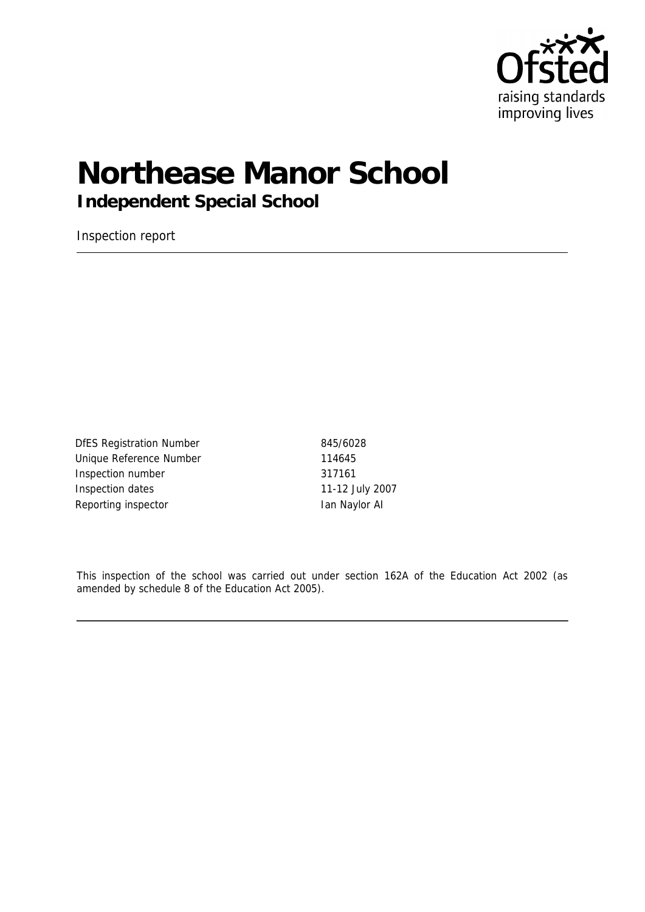Ofsted

raising standards
improving lives

# Northease Manor School

## Independent Special School

Inspection report

| | |
|---|---|
| DfES Registration Number | 845/6028 |
| Unique Reference Number | 114645 |
| Inspection number | 317161 |
| Inspection dates | 11-12 July 2007 |
| Reporting inspector | Ian Naylor AI |

This inspection of the school was carried out under section 162A of the Education Act 2002 (as amended by schedule 8 of the Education Act 2005).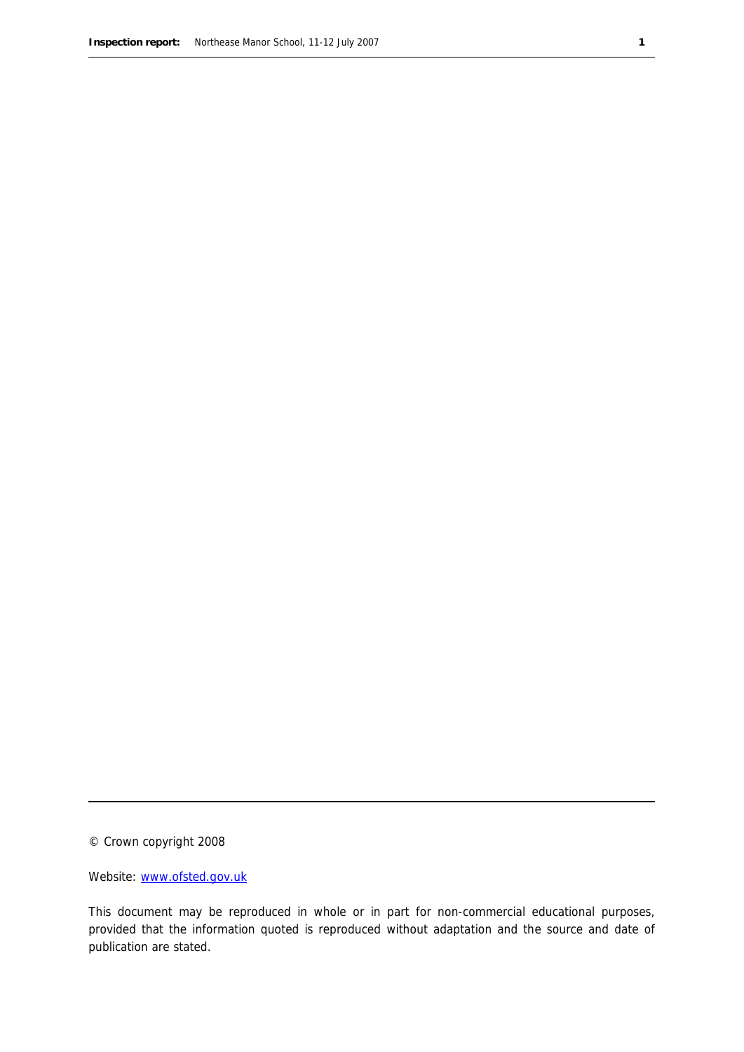© Crown copyright 2008

Website: [www.ofsted.gov.uk](http://www.ofsted.gov.uk)

This document may be reproduced in whole or in part for non-commercial educational purposes, provided that the information quoted is reproduced without adaptation and the source and date of publication are stated.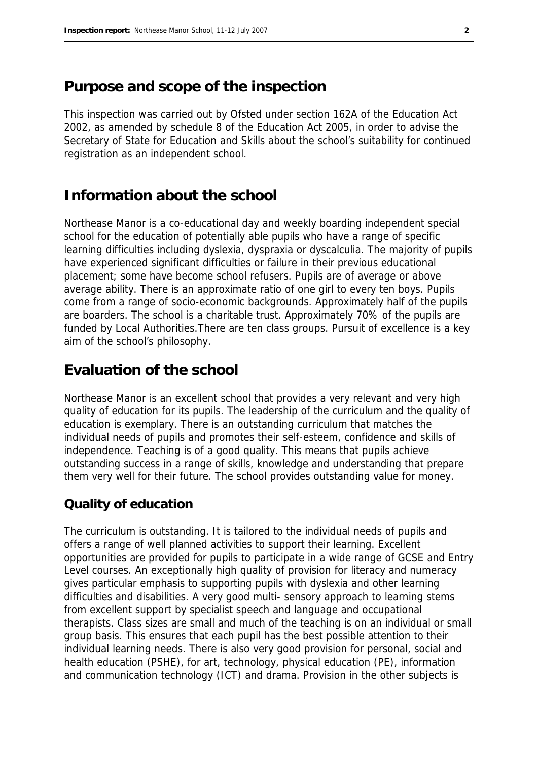## Purpose and scope of the inspection

This inspection was carried out by Ofsted under section 162A of the Education Act 2002, as amended by schedule 8 of the Education Act 2005, in order to advise the Secretary of State for Education and Skills about the school's suitability for continued registration as an independent school.

## Information about the school

Northease Manor is a co-educational day and weekly boarding independent special school for the education of potentially able pupils who have a range of specific learning difficulties including dyslexia, dyspraxia or dyscalculia. The majority of pupils have experienced significant difficulties or failure in their previous educational placement; some have become school refusers. Pupils are of average or above average ability. There is an approximate ratio of one girl to every ten boys. Pupils come from a range of socio-economic backgrounds. Approximately half of the pupils are boarders. The school is a charitable trust. Approximately 70% of the pupils are funded by Local Authorities.There are ten class groups. Pursuit of excellence is a key aim of the school's philosophy.

## Evaluation of the school

Northease Manor is an excellent school that provides a very relevant and very high quality of education for its pupils. The leadership of the curriculum and the quality of education is exemplary. There is an outstanding curriculum that matches the individual needs of pupils and promotes their self-esteem, confidence and skills of independence. Teaching is of a good quality. This means that pupils achieve outstanding success in a range of skills, knowledge and understanding that prepare them very well for their future. The school provides outstanding value for money.

### Quality of education

The curriculum is outstanding. It is tailored to the individual needs of pupils and offers a range of well planned activities to support their learning. Excellent opportunities are provided for pupils to participate in a wide range of GCSE and Entry Level courses. An exceptionally high quality of provision for literacy and numeracy gives particular emphasis to supporting pupils with dyslexia and other learning difficulties and disabilities. A very good multi- sensory approach to learning stems from excellent support by specialist speech and language and occupational therapists. Class sizes are small and much of the teaching is on an individual or small group basis. This ensures that each pupil has the best possible attention to their individual learning needs. There is also very good provision for personal, social and health education (PSHE), for art, technology, physical education (PE), information and communication technology (ICT) and drama. Provision in the other subjects is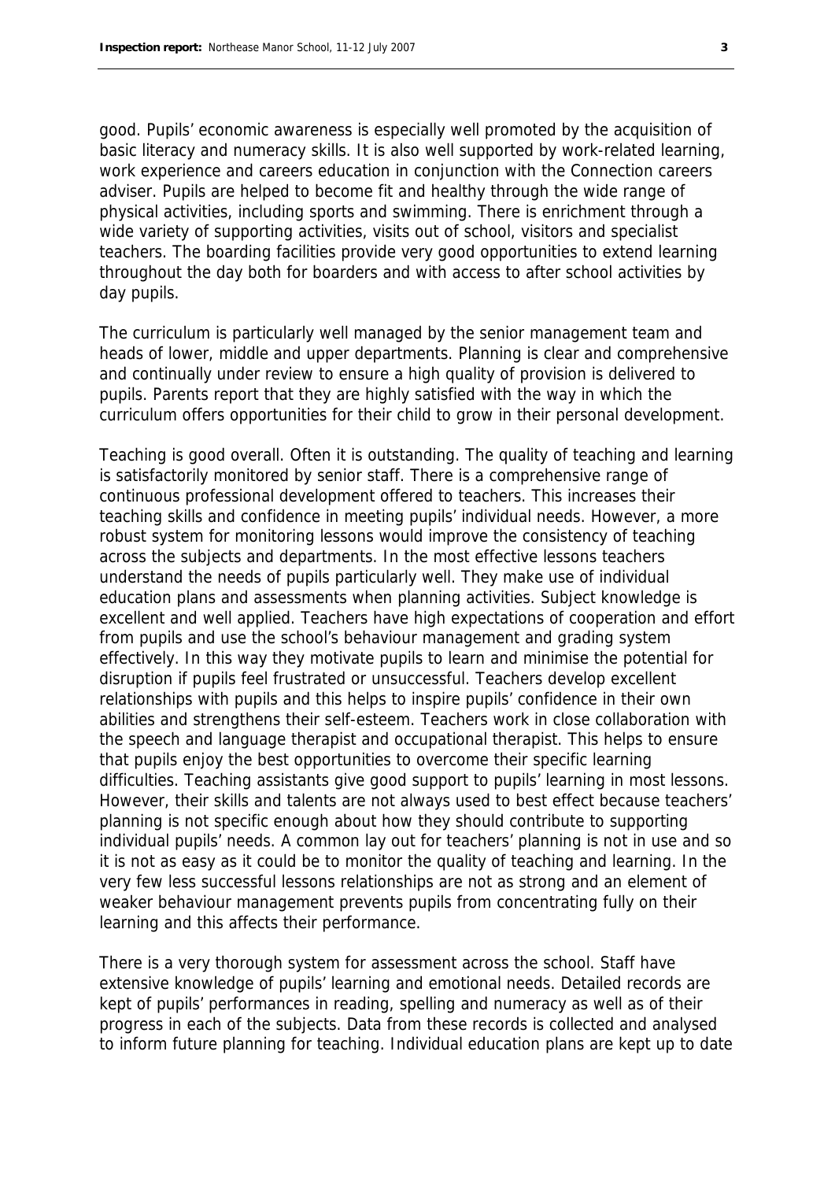good. Pupils' economic awareness is especially well promoted by the acquisition of basic literacy and numeracy skills. It is also well supported by work-related learning, work experience and careers education in conjunction with the Connection careers adviser. Pupils are helped to become fit and healthy through the wide range of physical activities, including sports and swimming. There is enrichment through a wide variety of supporting activities, visits out of school, visitors and specialist teachers. The boarding facilities provide very good opportunities to extend learning throughout the day both for boarders and with access to after school activities by day pupils.

The curriculum is particularly well managed by the senior management team and heads of lower, middle and upper departments. Planning is clear and comprehensive and continually under review to ensure a high quality of provision is delivered to pupils. Parents report that they are highly satisfied with the way in which the curriculum offers opportunities for their child to grow in their personal development.

Teaching is good overall. Often it is outstanding. The quality of teaching and learning is satisfactorily monitored by senior staff. There is a comprehensive range of continuous professional development offered to teachers. This increases their teaching skills and confidence in meeting pupils' individual needs. However, a more robust system for monitoring lessons would improve the consistency of teaching across the subjects and departments. In the most effective lessons teachers understand the needs of pupils particularly well. They make use of individual education plans and assessments when planning activities. Subject knowledge is excellent and well applied. Teachers have high expectations of cooperation and effort from pupils and use the school's behaviour management and grading system effectively. In this way they motivate pupils to learn and minimise the potential for disruption if pupils feel frustrated or unsuccessful. Teachers develop excellent relationships with pupils and this helps to inspire pupils' confidence in their own abilities and strengthens their self-esteem. Teachers work in close collaboration with the speech and language therapist and occupational therapist. This helps to ensure that pupils enjoy the best opportunities to overcome their specific learning difficulties. Teaching assistants give good support to pupils' learning in most lessons. However, their skills and talents are not always used to best effect because teachers' planning is not specific enough about how they should contribute to supporting individual pupils' needs. A common lay out for teachers' planning is not in use and so it is not as easy as it could be to monitor the quality of teaching and learning. In the very few less successful lessons relationships are not as strong and an element of weaker behaviour management prevents pupils from concentrating fully on their learning and this affects their performance.

There is a very thorough system for assessment across the school. Staff have extensive knowledge of pupils' learning and emotional needs. Detailed records are kept of pupils' performances in reading, spelling and numeracy as well as of their progress in each of the subjects. Data from these records is collected and analysed to inform future planning for teaching. Individual education plans are kept up to date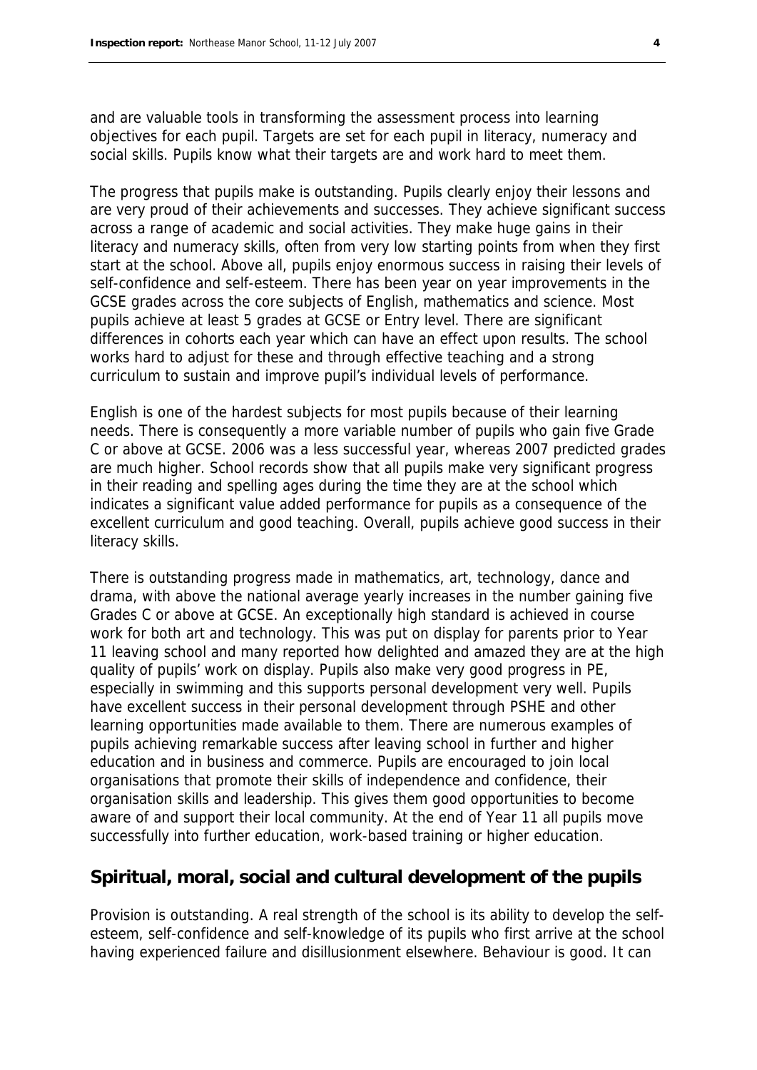and are valuable tools in transforming the assessment process into learning objectives for each pupil. Targets are set for each pupil in literacy, numeracy and social skills. Pupils know what their targets are and work hard to meet them.

The progress that pupils make is outstanding. Pupils clearly enjoy their lessons and are very proud of their achievements and successes. They achieve significant success across a range of academic and social activities. They make huge gains in their literacy and numeracy skills, often from very low starting points from when they first start at the school. Above all, pupils enjoy enormous success in raising their levels of self-confidence and self-esteem. There has been year on year improvements in the GCSE grades across the core subjects of English, mathematics and science. Most pupils achieve at least 5 grades at GCSE or Entry level. There are significant differences in cohorts each year which can have an effect upon results. The school works hard to adjust for these and through effective teaching and a strong curriculum to sustain and improve pupil's individual levels of performance.

English is one of the hardest subjects for most pupils because of their learning needs. There is consequently a more variable number of pupils who gain five Grade C or above at GCSE. 2006 was a less successful year, whereas 2007 predicted grades are much higher. School records show that all pupils make very significant progress in their reading and spelling ages during the time they are at the school which indicates a significant value added performance for pupils as a consequence of the excellent curriculum and good teaching. Overall, pupils achieve good success in their literacy skills.

There is outstanding progress made in mathematics, art, technology, dance and drama, with above the national average yearly increases in the number gaining five Grades C or above at GCSE. An exceptionally high standard is achieved in course work for both art and technology. This was put on display for parents prior to Year 11 leaving school and many reported how delighted and amazed they are at the high quality of pupils' work on display. Pupils also make very good progress in PE, especially in swimming and this supports personal development very well. Pupils have excellent success in their personal development through PSHE and other learning opportunities made available to them. There are numerous examples of pupils achieving remarkable success after leaving school in further and higher education and in business and commerce. Pupils are encouraged to join local organisations that promote their skills of independence and confidence, their organisation skills and leadership. This gives them good opportunities to become aware of and support their local community. At the end of Year 11 all pupils move successfully into further education, work-based training or higher education.

## Spiritual, moral, social and cultural development of the pupils

Provision is outstanding. A real strength of the school is its ability to develop the self-esteem, self-confidence and self-knowledge of its pupils who first arrive at the school having experienced failure and disillusionment elsewhere. Behaviour is good. It can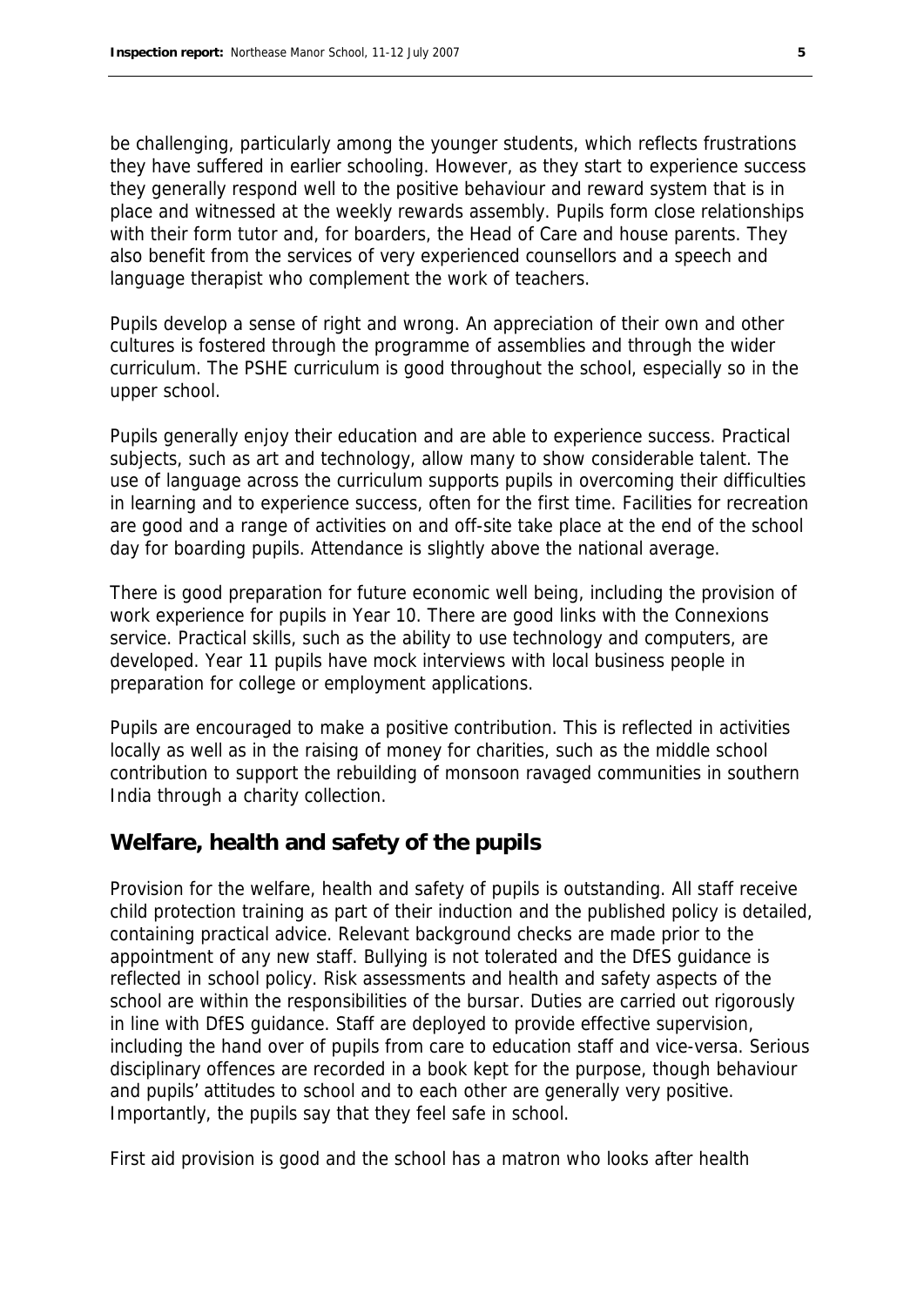be challenging, particularly among the younger students, which reflects frustrations they have suffered in earlier schooling. However, as they start to experience success they generally respond well to the positive behaviour and reward system that is in place and witnessed at the weekly rewards assembly. Pupils form close relationships with their form tutor and, for boarders, the Head of Care and house parents. They also benefit from the services of very experienced counsellors and a speech and language therapist who complement the work of teachers.

Pupils develop a sense of right and wrong. An appreciation of their own and other cultures is fostered through the programme of assemblies and through the wider curriculum. The PSHE curriculum is good throughout the school, especially so in the upper school.

Pupils generally enjoy their education and are able to experience success. Practical subjects, such as art and technology, allow many to show considerable talent. The use of language across the curriculum supports pupils in overcoming their difficulties in learning and to experience success, often for the first time. Facilities for recreation are good and a range of activities on and off-site take place at the end of the school day for boarding pupils. Attendance is slightly above the national average.

There is good preparation for future economic well being, including the provision of work experience for pupils in Year 10. There are good links with the Connexions service. Practical skills, such as the ability to use technology and computers, are developed. Year 11 pupils have mock interviews with local business people in preparation for college or employment applications.

Pupils are encouraged to make a positive contribution. This is reflected in activities locally as well as in the raising of money for charities, such as the middle school contribution to support the rebuilding of monsoon ravaged communities in southern India through a charity collection.

## Welfare, health and safety of the pupils

Provision for the welfare, health and safety of pupils is outstanding. All staff receive child protection training as part of their induction and the published policy is detailed, containing practical advice. Relevant background checks are made prior to the appointment of any new staff. Bullying is not tolerated and the DfES guidance is reflected in school policy. Risk assessments and health and safety aspects of the school are within the responsibilities of the bursar. Duties are carried out rigorously in line with DfES guidance. Staff are deployed to provide effective supervision, including the hand over of pupils from care to education staff and vice-versa. Serious disciplinary offences are recorded in a book kept for the purpose, though behaviour and pupils' attitudes to school and to each other are generally very positive. Importantly, the pupils say that they feel safe in school.

First aid provision is good and the school has a matron who looks after health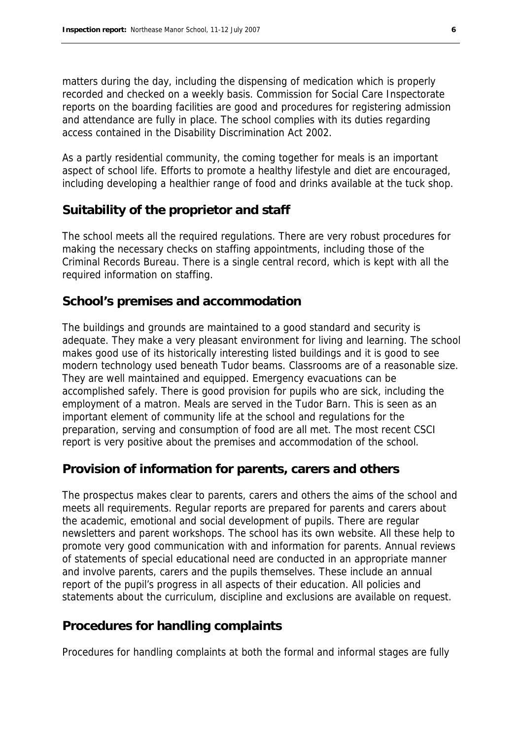matters during the day, including the dispensing of medication which is properly recorded and checked on a weekly basis. Commission for Social Care Inspectorate reports on the boarding facilities are good and procedures for registering admission and attendance are fully in place. The school complies with its duties regarding access contained in the Disability Discrimination Act 2002.

As a partly residential community, the coming together for meals is an important aspect of school life. Efforts to promote a healthy lifestyle and diet are encouraged, including developing a healthier range of food and drinks available at the tuck shop.

## Suitability of the proprietor and staff

The school meets all the required regulations. There are very robust procedures for making the necessary checks on staffing appointments, including those of the Criminal Records Bureau. There is a single central record, which is kept with all the required information on staffing.

## School's premises and accommodation

The buildings and grounds are maintained to a good standard and security is adequate. They make a very pleasant environment for living and learning. The school makes good use of its historically interesting listed buildings and it is good to see modern technology used beneath Tudor beams. Classrooms are of a reasonable size. They are well maintained and equipped. Emergency evacuations can be accomplished safely. There is good provision for pupils who are sick, including the employment of a matron. Meals are served in the Tudor Barn. This is seen as an important element of community life at the school and regulations for the preparation, serving and consumption of food are all met. The most recent CSCI report is very positive about the premises and accommodation of the school.

## Provision of information for parents, carers and others

The prospectus makes clear to parents, carers and others the aims of the school and meets all requirements. Regular reports are prepared for parents and carers about the academic, emotional and social development of pupils. There are regular newsletters and parent workshops. The school has its own website. All these help to promote very good communication with and information for parents. Annual reviews of statements of special educational need are conducted in an appropriate manner and involve parents, carers and the pupils themselves. These include an annual report of the pupil's progress in all aspects of their education. All policies and statements about the curriculum, discipline and exclusions are available on request.

## Procedures for handling complaints

Procedures for handling complaints at both the formal and informal stages are fully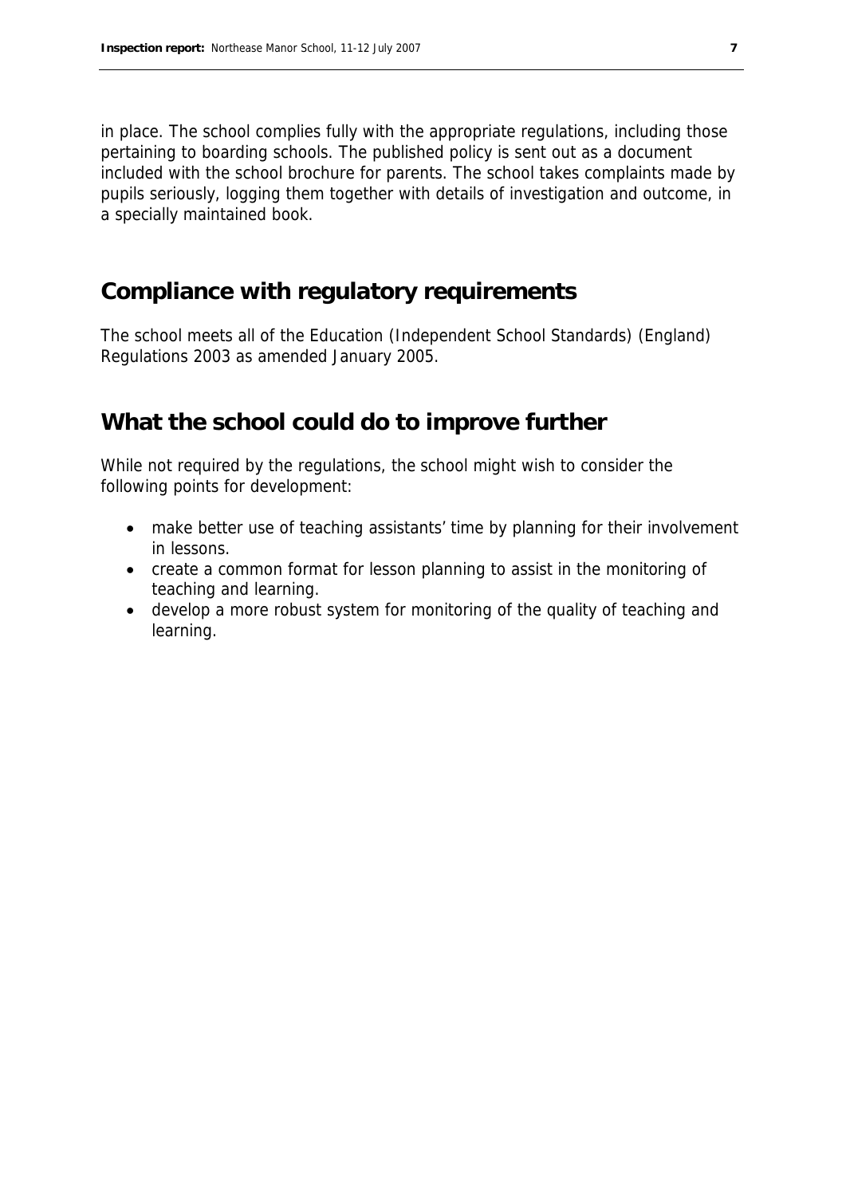in place. The school complies fully with the appropriate regulations, including those pertaining to boarding schools. The published policy is sent out as a document included with the school brochure for parents. The school takes complaints made by pupils seriously, logging them together with details of investigation and outcome, in a specially maintained book.

## Compliance with regulatory requirements

The school meets all of the Education (Independent School Standards) (England) Regulations 2003 as amended January 2005.

## What the school could do to improve further

While not required by the regulations, the school might wish to consider the following points for development:

- make better use of teaching assistants' time by planning for their involvement in lessons.
- create a common format for lesson planning to assist in the monitoring of teaching and learning.
- develop a more robust system for monitoring of the quality of teaching and learning.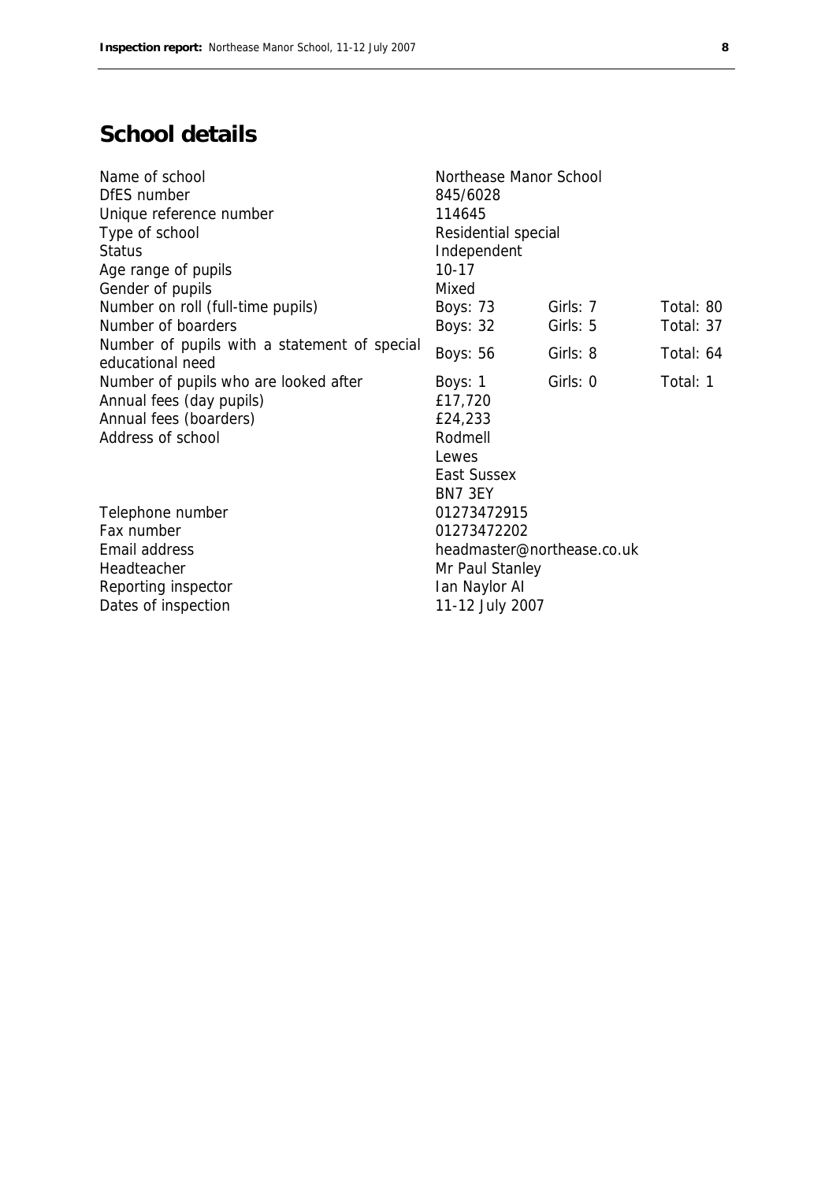# School details

| | | | |
|---|---|---|---|
| Name of school | Northease Manor School | | |
| DfES number | 845/6028 | | |
| Unique reference number | 114645 | | |
| Type of school | Residential special | | |
| Status | Independent | | |
| Age range of pupils | 10-17 | | |
| Gender of pupils | Mixed | | |
| Number on roll (full-time pupils) | Boys: 73 | Girls: 7 | Total: 80 |
| Number of boarders | Boys: 32 | Girls: 5 | Total: 37 |
| Number of pupils with a statement of special educational need | Boys: 56 | Girls: 8 | Total: 64 |
| Number of pupils who are looked after | Boys: 1 | Girls: 0 | Total: 1 |
| Annual fees (day pupils) | £17,720 | | |
| Annual fees (boarders) | £24,233 | | |
| Address of school | Rodmell<br>Lewes<br>East Sussex<br>BN7 3EY | | |
| Telephone number | 01273472915 | | |
| Fax number | 01273472202 | | |
| Email address | headmaster@northease.co.uk | | |
| Headteacher | Mr Paul Stanley | | |
| Reporting inspector | Ian Naylor AI | | |
| Dates of inspection | 11-12 July 2007 | | |